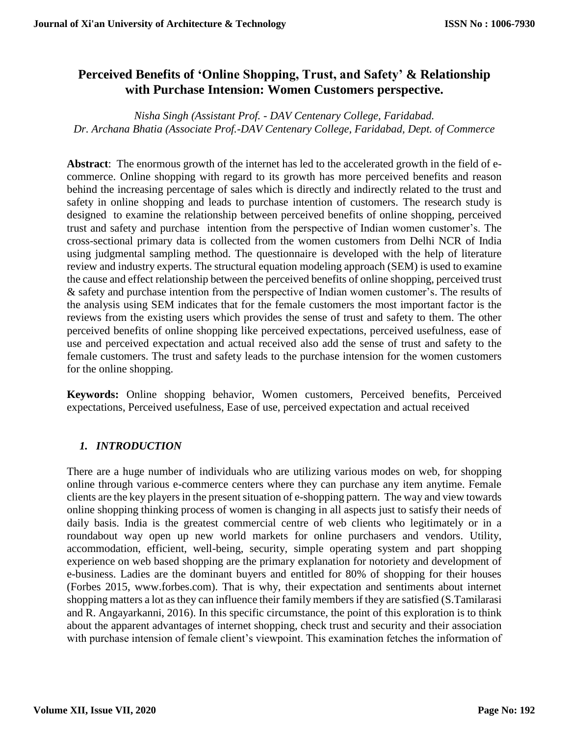# Perceived Benefits of 'Online Shopping, Trust, and Safety' & Relationship with Purchase Intension: Women Customers perspective.

*Nisha Singh (Assistant Prof. - DAV Centenary College, Faridabad.*
*Dr. Archana Bhatia (Associate Prof.-DAV Centenary College, Faridabad, Dept. of Commerce*

**Abstract**: The enormous growth of the internet has led to the accelerated growth in the field of e-commerce. Online shopping with regard to its growth has more perceived benefits and reason behind the increasing percentage of sales which is directly and indirectly related to the trust and safety in online shopping and leads to purchase intention of customers. The research study is designed to examine the relationship between perceived benefits of online shopping, perceived trust and safety and purchase intention from the perspective of Indian women customer's. The cross-sectional primary data is collected from the women customers from Delhi NCR of India using judgmental sampling method. The questionnaire is developed with the help of literature review and industry experts. The structural equation modeling approach (SEM) is used to examine the cause and effect relationship between the perceived benefits of online shopping, perceived trust & safety and purchase intention from the perspective of Indian women customer's. The results of the analysis using SEM indicates that for the female customers the most important factor is the reviews from the existing users which provides the sense of trust and safety to them. The other perceived benefits of online shopping like perceived expectations, perceived usefulness, ease of use and perceived expectation and actual received also add the sense of trust and safety to the female customers. The trust and safety leads to the purchase intension for the women customers for the online shopping.

**Keywords:** Online shopping behavior, Women customers, Perceived benefits, Perceived expectations, Perceived usefulness, Ease of use, perceived expectation and actual received

## *1. INTRODUCTION*

There are a huge number of individuals who are utilizing various modes on web, for shopping online through various e-commerce centers where they can purchase any item anytime. Female clients are the key players in the present situation of e-shopping pattern. The way and view towards online shopping thinking process of women is changing in all aspects just to satisfy their needs of daily basis. India is the greatest commercial centre of web clients who legitimately or in a roundabout way open up new world markets for online purchasers and vendors. Utility, accommodation, efficient, well-being, security, simple operating system and part shopping experience on web based shopping are the primary explanation for notoriety and development of e-business. Ladies are the dominant buyers and entitled for 80% of shopping for their houses (Forbes 2015, www.forbes.com). That is why, their expectation and sentiments about internet shopping matters a lot as they can influence their family members if they are satisfied (S.Tamilarasi and R. Angayarkanni, 2016). In this specific circumstance, the point of this exploration is to think about the apparent advantages of internet shopping, check trust and security and their association with purchase intension of female client's viewpoint. This examination fetches the information of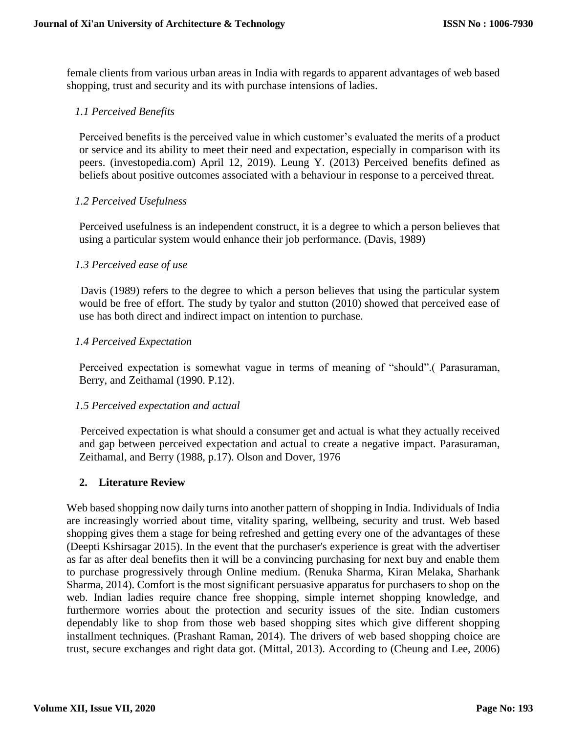female clients from various urban areas in India with regards to apparent advantages of web based shopping, trust and security and its with purchase intensions of ladies.

### *1.1 Perceived Benefits*

Perceived benefits is the perceived value in which customer's evaluated the merits of a product or service and its ability to meet their need and expectation, especially in comparison with its peers. (investopedia.com) April 12, 2019). Leung Y. (2013) Perceived benefits defined as beliefs about positive outcomes associated with a behaviour in response to a perceived threat.

### *1.2 Perceived Usefulness*

Perceived usefulness is an independent construct, it is a degree to which a person believes that using a particular system would enhance their job performance. (Davis, 1989)

### *1.3 Perceived ease of use*

Davis (1989) refers to the degree to which a person believes that using the particular system would be free of effort. The study by tyalor and stutton (2010) showed that perceived ease of use has both direct and indirect impact on intention to purchase.

### *1.4 Perceived Expectation*

Perceived expectation is somewhat vague in terms of meaning of "should".( Parasuraman, Berry, and Zeithamal (1990. P.12).

### *1.5 Perceived expectation and actual*

Perceived expectation is what should a consumer get and actual is what they actually received and gap between perceived expectation and actual to create a negative impact. Parasuraman, Zeithamal, and Berry (1988, p.17). Olson and Dover, 1976

## 2. Literature Review

Web based shopping now daily turns into another pattern of shopping in India. Individuals of India are increasingly worried about time, vitality sparing, wellbeing, security and trust. Web based shopping gives them a stage for being refreshed and getting every one of the advantages of these (Deepti Kshirsagar 2015). In the event that the purchaser's experience is great with the advertiser as far as after deal benefits then it will be a convincing purchasing for next buy and enable them to purchase progressively through Online medium. (Renuka Sharma, Kiran Melaka, Sharhank Sharma, 2014). Comfort is the most significant persuasive apparatus for purchasers to shop on the web. Indian ladies require chance free shopping, simple internet shopping knowledge, and furthermore worries about the protection and security issues of the site. Indian customers dependably like to shop from those web based shopping sites which give different shopping installment techniques. (Prashant Raman, 2014). The drivers of web based shopping choice are trust, secure exchanges and right data got. (Mittal, 2013). According to (Cheung and Lee, 2006)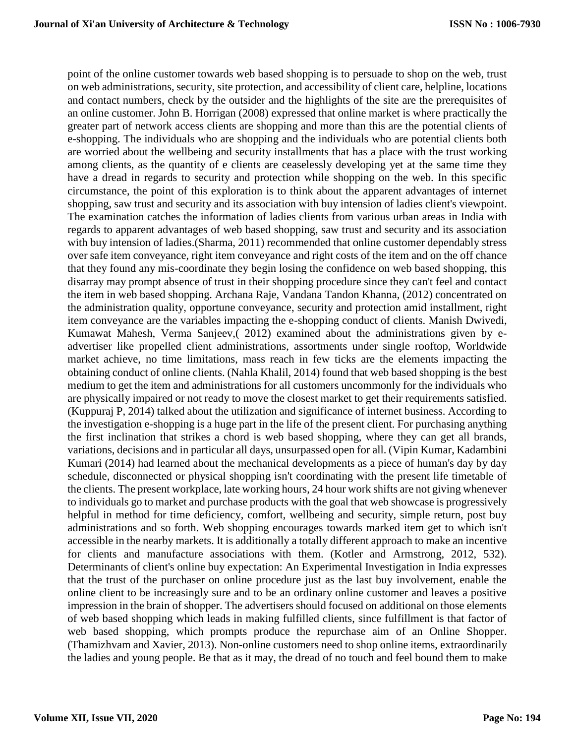point of the online customer towards web based shopping is to persuade to shop on the web, trust on web administrations, security, site protection, and accessibility of client care, helpline, locations and contact numbers, check by the outsider and the highlights of the site are the prerequisites of an online customer. John B. Horrigan (2008) expressed that online market is where practically the greater part of network access clients are shopping and more than this are the potential clients of e-shopping. The individuals who are shopping and the individuals who are potential clients both are worried about the wellbeing and security installments that has a place with the trust working among clients, as the quantity of e clients are ceaselessly developing yet at the same time they have a dread in regards to security and protection while shopping on the web. In this specific circumstance, the point of this exploration is to think about the apparent advantages of internet shopping, saw trust and security and its association with buy intension of ladies client's viewpoint. The examination catches the information of ladies clients from various urban areas in India with regards to apparent advantages of web based shopping, saw trust and security and its association with buy intension of ladies.(Sharma, 2011) recommended that online customer dependably stress over safe item conveyance, right item conveyance and right costs of the item and on the off chance that they found any mis-coordinate they begin losing the confidence on web based shopping, this disarray may prompt absence of trust in their shopping procedure since they can't feel and contact the item in web based shopping. Archana Raje, Vandana Tandon Khanna, (2012) concentrated on the administration quality, opportune conveyance, security and protection amid installment, right item conveyance are the variables impacting the e-shopping conduct of clients. Manish Dwivedi, Kumawat Mahesh, Verma Sanjeev,( 2012) examined about the administrations given by e-advertiser like propelled client administrations, assortments under single rooftop, Worldwide market achieve, no time limitations, mass reach in few ticks are the elements impacting the obtaining conduct of online clients. (Nahla Khalil, 2014) found that web based shopping is the best medium to get the item and administrations for all customers uncommonly for the individuals who are physically impaired or not ready to move the closest market to get their requirements satisfied. (Kuppuraj P, 2014) talked about the utilization and significance of internet business. According to the investigation e-shopping is a huge part in the life of the present client. For purchasing anything the first inclination that strikes a chord is web based shopping, where they can get all brands, variations, decisions and in particular all days, unsurpassed open for all. (Vipin Kumar, Kadambini Kumari (2014) had learned about the mechanical developments as a piece of human's day by day schedule, disconnected or physical shopping isn't coordinating with the present life timetable of the clients. The present workplace, late working hours, 24 hour work shifts are not giving whenever to individuals go to market and purchase products with the goal that web showcase is progressively helpful in method for time deficiency, comfort, wellbeing and security, simple return, post buy administrations and so forth. Web shopping encourages towards marked item get to which isn't accessible in the nearby markets. It is additionally a totally different approach to make an incentive for clients and manufacture associations with them. (Kotler and Armstrong, 2012, 532). Determinants of client's online buy expectation: An Experimental Investigation in India expresses that the trust of the purchaser on online procedure just as the last buy involvement, enable the online client to be increasingly sure and to be an ordinary online customer and leaves a positive impression in the brain of shopper. The advertisers should focused on additional on those elements of web based shopping which leads in making fulfilled clients, since fulfillment is that factor of web based shopping, which prompts produce the repurchase aim of an Online Shopper. (Thamizhvam and Xavier, 2013). Non-online customers need to shop online items, extraordinarily the ladies and young people. Be that as it may, the dread of no touch and feel bound them to make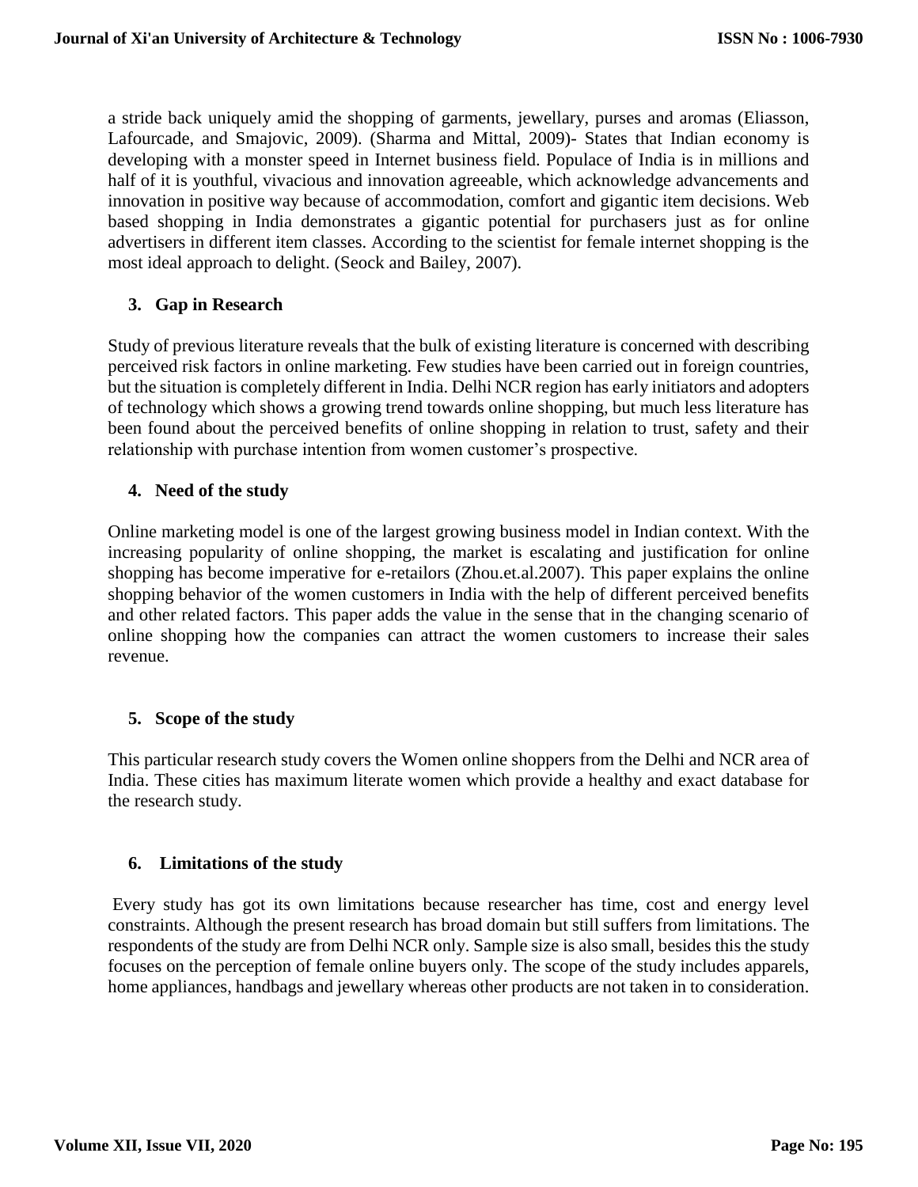a stride back uniquely amid the shopping of garments, jewellary, purses and aromas (Eliasson, Lafourcade, and Smajovic, 2009). (Sharma and Mittal, 2009)- States that Indian economy is developing with a monster speed in Internet business field. Populace of India is in millions and half of it is youthful, vivacious and innovation agreeable, which acknowledge advancements and innovation in positive way because of accommodation, comfort and gigantic item decisions. Web based shopping in India demonstrates a gigantic potential for purchasers just as for online advertisers in different item classes. According to the scientist for female internet shopping is the most ideal approach to delight. (Seock and Bailey, 2007).

## 3. Gap in Research

Study of previous literature reveals that the bulk of existing literature is concerned with describing perceived risk factors in online marketing. Few studies have been carried out in foreign countries, but the situation is completely different in India. Delhi NCR region has early initiators and adopters of technology which shows a growing trend towards online shopping, but much less literature has been found about the perceived benefits of online shopping in relation to trust, safety and their relationship with purchase intention from women customer's prospective.

## 4. Need of the study

Online marketing model is one of the largest growing business model in Indian context. With the increasing popularity of online shopping, the market is escalating and justification for online shopping has become imperative for e-retailors (Zhou.et.al.2007). This paper explains the online shopping behavior of the women customers in India with the help of different perceived benefits and other related factors. This paper adds the value in the sense that in the changing scenario of online shopping how the companies can attract the women customers to increase their sales revenue.

## 5. Scope of the study

This particular research study covers the Women online shoppers from the Delhi and NCR area of India. These cities has maximum literate women which provide a healthy and exact database for the research study.

## 6. Limitations of the study

Every study has got its own limitations because researcher has time, cost and energy level constraints. Although the present research has broad domain but still suffers from limitations. The respondents of the study are from Delhi NCR only. Sample size is also small, besides this the study focuses on the perception of female online buyers only. The scope of the study includes apparels, home appliances, handbags and jewellary whereas other products are not taken in to consideration.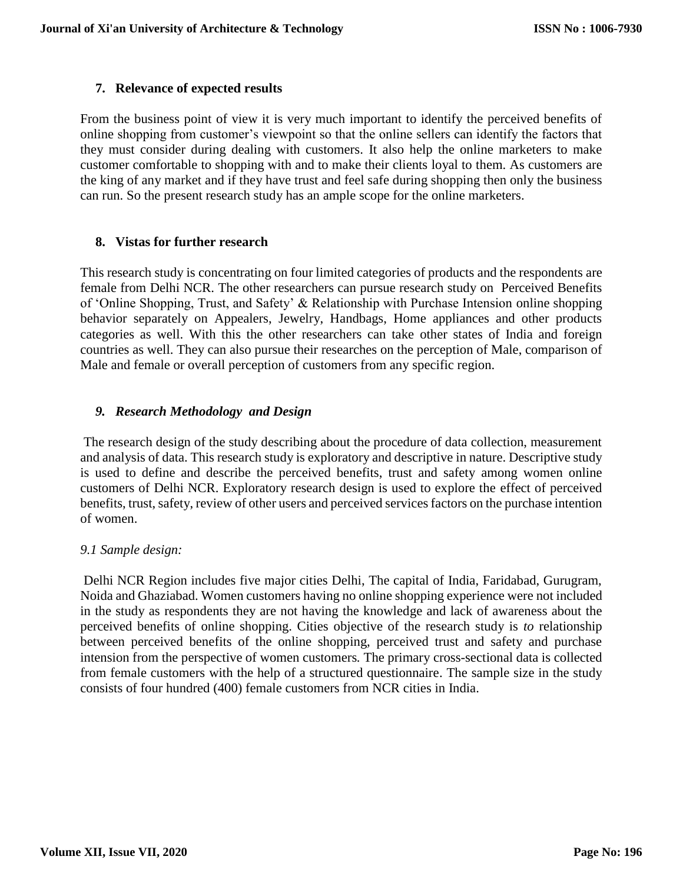## 7. Relevance of expected results

From the business point of view it is very much important to identify the perceived benefits of online shopping from customer's viewpoint so that the online sellers can identify the factors that they must consider during dealing with customers. It also help the online marketers to make customer comfortable to shopping with and to make their clients loyal to them. As customers are the king of any market and if they have trust and feel safe during shopping then only the business can run. So the present research study has an ample scope for the online marketers.

## 8. Vistas for further research

This research study is concentrating on four limited categories of products and the respondents are female from Delhi NCR. The other researchers can pursue research study on Perceived Benefits of 'Online Shopping, Trust, and Safety' & Relationship with Purchase Intension online shopping behavior separately on Appealers, Jewelry, Handbags, Home appliances and other products categories as well. With this the other researchers can take other states of India and foreign countries as well. They can also pursue their researches on the perception of Male, comparison of Male and female or overall perception of customers from any specific region.

## *9. Research Methodology and Design*

The research design of the study describing about the procedure of data collection, measurement and analysis of data. This research study is exploratory and descriptive in nature. Descriptive study is used to define and describe the perceived benefits, trust and safety among women online customers of Delhi NCR. Exploratory research design is used to explore the effect of perceived benefits, trust, safety, review of other users and perceived services factors on the purchase intention of women.

### *9.1 Sample design:*

Delhi NCR Region includes five major cities Delhi, The capital of India, Faridabad, Gurugram, Noida and Ghaziabad. Women customers having no online shopping experience were not included in the study as respondents they are not having the knowledge and lack of awareness about the perceived benefits of online shopping. Cities objective of the research study is *to* relationship between perceived benefits of the online shopping, perceived trust and safety and purchase intension from the perspective of women customers. The primary cross-sectional data is collected from female customers with the help of a structured questionnaire. The sample size in the study consists of four hundred (400) female customers from NCR cities in India.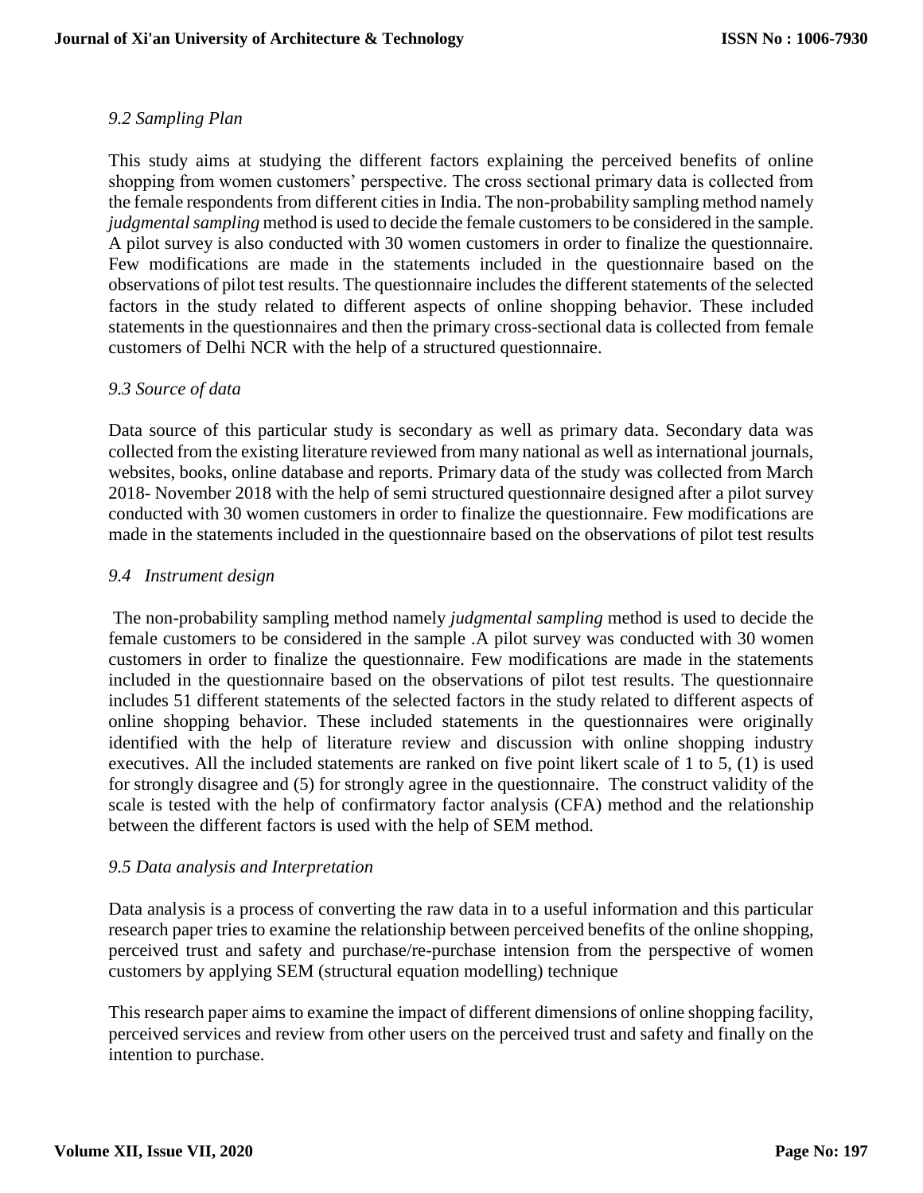### *9.2 Sampling Plan*

This study aims at studying the different factors explaining the perceived benefits of online shopping from women customers' perspective. The cross sectional primary data is collected from the female respondents from different cities in India. The non-probability sampling method namely *judgmental sampling* method is used to decide the female customers to be considered in the sample. A pilot survey is also conducted with 30 women customers in order to finalize the questionnaire. Few modifications are made in the statements included in the questionnaire based on the observations of pilot test results. The questionnaire includes the different statements of the selected factors in the study related to different aspects of online shopping behavior. These included statements in the questionnaires and then the primary cross-sectional data is collected from female customers of Delhi NCR with the help of a structured questionnaire.

### *9.3 Source of data*

Data source of this particular study is secondary as well as primary data. Secondary data was collected from the existing literature reviewed from many national as well as international journals, websites, books, online database and reports. Primary data of the study was collected from March 2018- November 2018 with the help of semi structured questionnaire designed after a pilot survey conducted with 30 women customers in order to finalize the questionnaire. Few modifications are made in the statements included in the questionnaire based on the observations of pilot test results

### *9.4 Instrument design*

The non-probability sampling method namely *judgmental sampling* method is used to decide the female customers to be considered in the sample .A pilot survey was conducted with 30 women customers in order to finalize the questionnaire. Few modifications are made in the statements included in the questionnaire based on the observations of pilot test results. The questionnaire includes 51 different statements of the selected factors in the study related to different aspects of online shopping behavior. These included statements in the questionnaires were originally identified with the help of literature review and discussion with online shopping industry executives. All the included statements are ranked on five point likert scale of 1 to 5, (1) is used for strongly disagree and (5) for strongly agree in the questionnaire. The construct validity of the scale is tested with the help of confirmatory factor analysis (CFA) method and the relationship between the different factors is used with the help of SEM method.

### *9.5 Data analysis and Interpretation*

Data analysis is a process of converting the raw data in to a useful information and this particular research paper tries to examine the relationship between perceived benefits of the online shopping, perceived trust and safety and purchase/re-purchase intension from the perspective of women customers by applying SEM (structural equation modelling) technique

This research paper aims to examine the impact of different dimensions of online shopping facility, perceived services and review from other users on the perceived trust and safety and finally on the intention to purchase.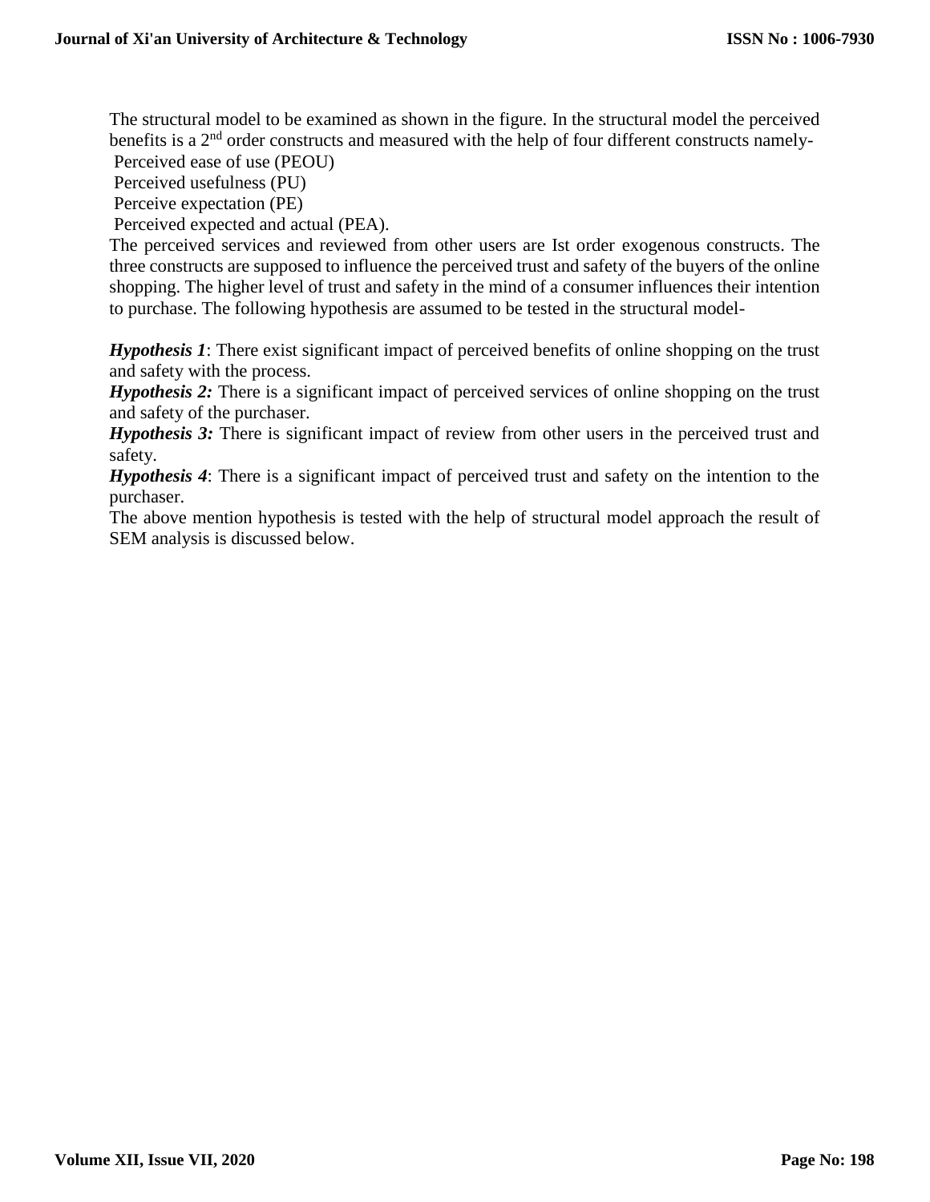The structural model to be examined as shown in the figure. In the structural model the perceived benefits is a $2^{nd}$ order constructs and measured with the help of four different constructs namely-

Perceived ease of use (PEOU)

Perceived usefulness (PU)

Perceive expectation (PE)

Perceived expected and actual (PEA).

The perceived services and reviewed from other users are Ist order exogenous constructs. The three constructs are supposed to influence the perceived trust and safety of the buyers of the online shopping. The higher level of trust and safety in the mind of a consumer influences their intention to purchase. The following hypothesis are assumed to be tested in the structural model-

***Hypothesis 1***: There exist significant impact of perceived benefits of online shopping on the trust and safety with the process.

***Hypothesis 2:*** There is a significant impact of perceived services of online shopping on the trust and safety of the purchaser.

***Hypothesis 3:*** There is significant impact of review from other users in the perceived trust and safety.

***Hypothesis 4***: There is a significant impact of perceived trust and safety on the intention to the purchaser.

The above mention hypothesis is tested with the help of structural model approach the result of SEM analysis is discussed below.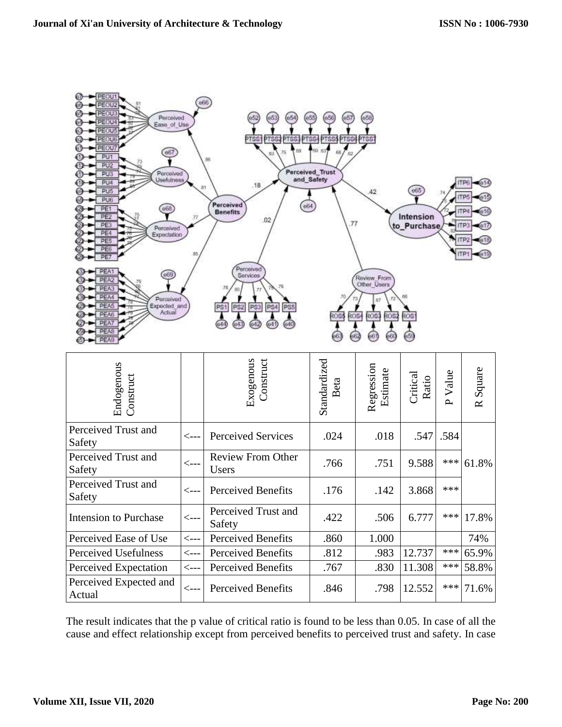| Endogenous Construct | | Exogenous Construct | Standardized Beta | Regression Estimate | Critical Ratio | P Value | R Square |
|---|---|---|---|---|---|---|---|
| Perceived Trust and Safety | <--- | Perceived Services | .024 | .018 | .547 | .584 | 61.8% |
| Perceived Trust and Safety | <--- | Review From Other Users | .766 | .751 | 9.588 | *** | |
| Perceived Trust and Safety | <--- | Perceived Benefits | .176 | .142 | 3.868 | *** | |
| Intension to Purchase | <--- | Perceived Trust and Safety | .422 | .506 | 6.777 | *** | 17.8% |
| Perceived Ease of Use | <--- | Perceived Benefits | .860 | 1.000 | | | 74% |
| Perceived Usefulness | <--- | Perceived Benefits | .812 | .983 | 12.737 | *** | 65.9% |
| Perceived Expectation | <--- | Perceived Benefits | .767 | .830 | 11.308 | *** | 58.8% |
| Perceived Expected and Actual | <--- | Perceived Benefits | .846 | .798 | 12.552 | *** | 71.6% |

The result indicates that the p value of critical ratio is found to be less than 0.05. In case of all the cause and effect relationship except from perceived benefits to perceived trust and safety. In case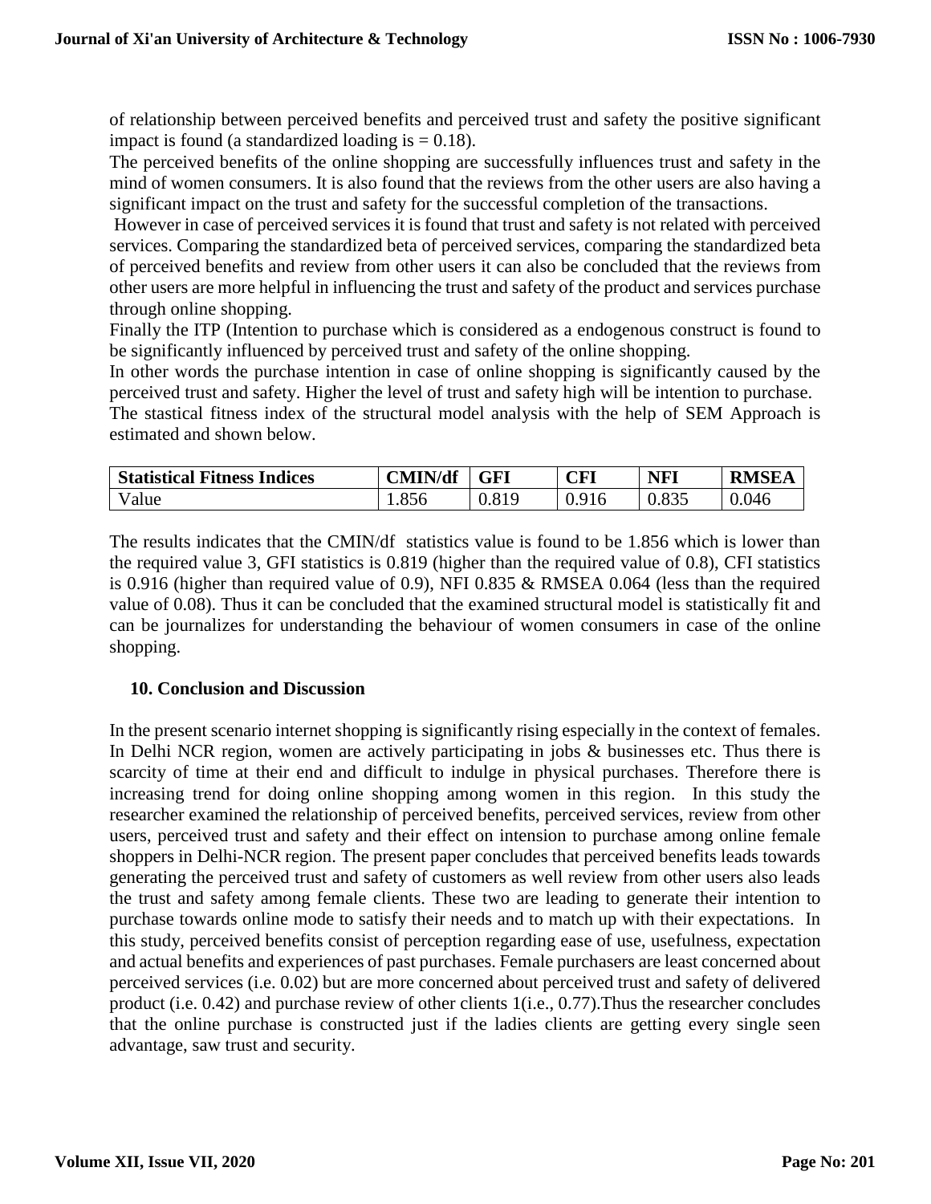of relationship between perceived benefits and perceived trust and safety the positive significant impact is found (a standardized loading is = 0.18).

The perceived benefits of the online shopping are successfully influences trust and safety in the mind of women consumers. It is also found that the reviews from the other users are also having a significant impact on the trust and safety for the successful completion of the transactions.

However in case of perceived services it is found that trust and safety is not related with perceived services. Comparing the standardized beta of perceived services, comparing the standardized beta of perceived benefits and review from other users it can also be concluded that the reviews from other users are more helpful in influencing the trust and safety of the product and services purchase through online shopping.

Finally the ITP (Intention to purchase which is considered as a endogenous construct is found to be significantly influenced by perceived trust and safety of the online shopping.

In other words the purchase intention in case of online shopping is significantly caused by the perceived trust and safety. Higher the level of trust and safety high will be intention to purchase.

The stastical fitness index of the structural model analysis with the help of SEM Approach is estimated and shown below.

| **Statistical Fitness Indices** | **CMIN/df** | **GFI** | **CFI** | **NFI** | **RMSEA** |
|---|---|---|---|---|---|
| Value | 1.856 | 0.819 | 0.916 | 0.835 | 0.046 |

The results indicates that the CMIN/df statistics value is found to be 1.856 which is lower than the required value 3, GFI statistics is 0.819 (higher than the required value of 0.8), CFI statistics is 0.916 (higher than required value of 0.9), NFI 0.835 & RMSEA 0.064 (less than the required value of 0.08). Thus it can be concluded that the examined structural model is statistically fit and can be journalizes for understanding the behaviour of women consumers in case of the online shopping.

## 10. Conclusion and Discussion

In the present scenario internet shopping is significantly rising especially in the context of females. In Delhi NCR region, women are actively participating in jobs & businesses etc. Thus there is scarcity of time at their end and difficult to indulge in physical purchases. Therefore there is increasing trend for doing online shopping among women in this region. In this study the researcher examined the relationship of perceived benefits, perceived services, review from other users, perceived trust and safety and their effect on intension to purchase among online female shoppers in Delhi-NCR region. The present paper concludes that perceived benefits leads towards generating the perceived trust and safety of customers as well review from other users also leads the trust and safety among female clients. These two are leading to generate their intention to purchase towards online mode to satisfy their needs and to match up with their expectations. In this study, perceived benefits consist of perception regarding ease of use, usefulness, expectation and actual benefits and experiences of past purchases. Female purchasers are least concerned about perceived services (i.e. 0.02) but are more concerned about perceived trust and safety of delivered product (i.e. 0.42) and purchase review of other clients 1(i.e., 0.77).Thus the researcher concludes that the online purchase is constructed just if the ladies clients are getting every single seen advantage, saw trust and security.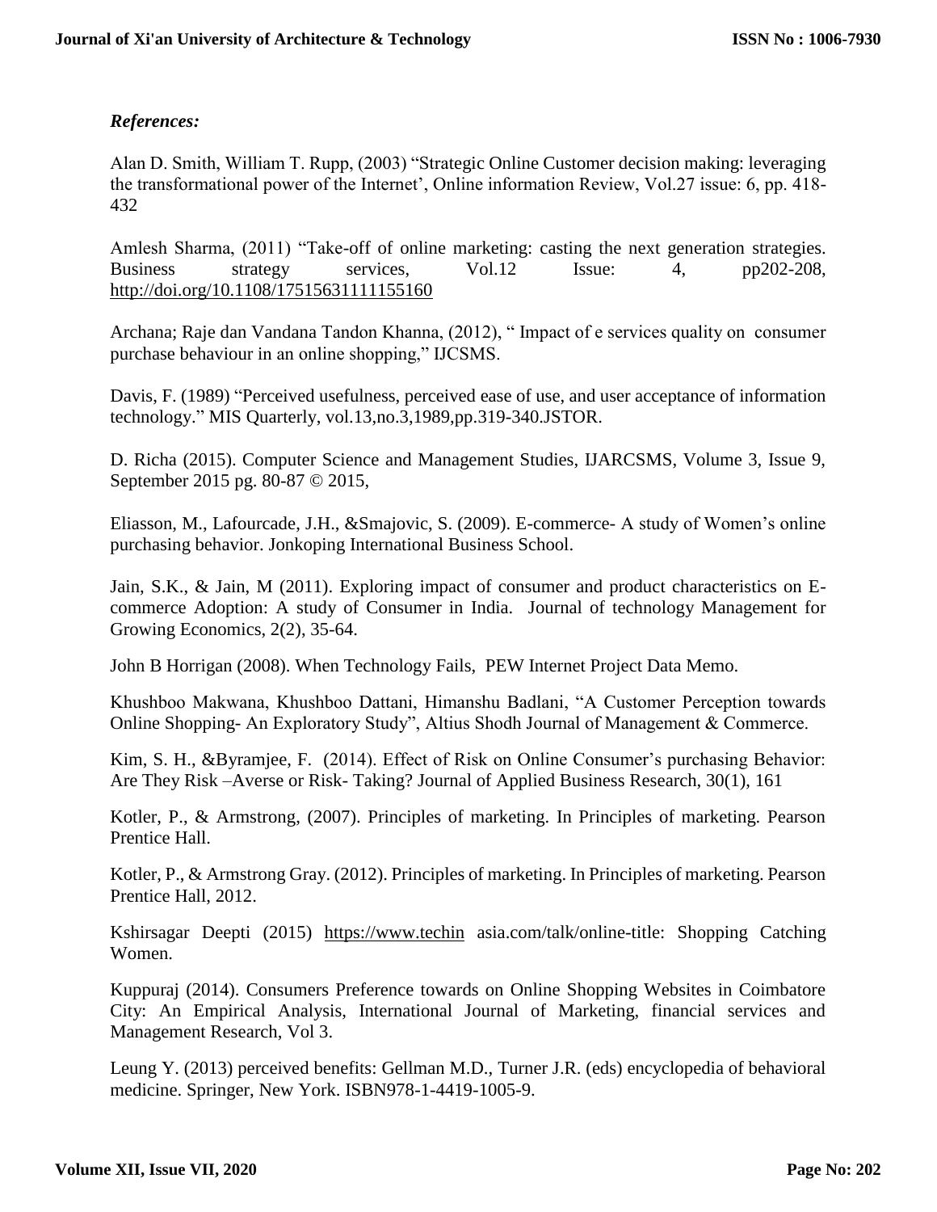*References:*

Alan D. Smith, William T. Rupp, (2003) "Strategic Online Customer decision making: leveraging the transformational power of the Internet', Online information Review, Vol.27 issue: 6, pp. 418-432

Amlesh Sharma, (2011) "Take-off of online marketing: casting the next generation strategies. Business strategy services, Vol.12 Issue: 4, pp202-208, http://doi.org/10.1108/17515631111155160

Archana; Raje dan Vandana Tandon Khanna, (2012), " Impact of e services quality on consumer purchase behaviour in an online shopping," IJCSMS.

Davis, F. (1989) "Perceived usefulness, perceived ease of use, and user acceptance of information technology." MIS Quarterly, vol.13,no.3,1989,pp.319-340.JSTOR.

D. Richa (2015). Computer Science and Management Studies, IJARCSMS, Volume 3, Issue 9, September 2015 pg. 80-87 © 2015,

Eliasson, M., Lafourcade, J.H., &Smajovic, S. (2009). E-commerce- A study of Women's online purchasing behavior. Jonkoping International Business School.

Jain, S.K., & Jain, M (2011). Exploring impact of consumer and product characteristics on E-commerce Adoption: A study of Consumer in India. Journal of technology Management for Growing Economics, 2(2), 35-64.

John B Horrigan (2008). When Technology Fails, PEW Internet Project Data Memo.

Khushboo Makwana, Khushboo Dattani, Himanshu Badlani, "A Customer Perception towards Online Shopping- An Exploratory Study", Altius Shodh Journal of Management & Commerce.

Kim, S. H., &Byramjee, F. (2014). Effect of Risk on Online Consumer's purchasing Behavior: Are They Risk –Averse or Risk- Taking? Journal of Applied Business Research, 30(1), 161

Kotler, P., & Armstrong, (2007). Principles of marketing. In Principles of marketing. Pearson Prentice Hall.

Kotler, P., & Armstrong Gray. (2012). Principles of marketing. In Principles of marketing. Pearson Prentice Hall, 2012.

Kshirsagar Deepti (2015) https://www.techin asia.com/talk/online-title: Shopping Catching Women.

Kuppuraj (2014). Consumers Preference towards on Online Shopping Websites in Coimbatore City: An Empirical Analysis, International Journal of Marketing, financial services and Management Research, Vol 3.

Leung Y. (2013) perceived benefits: Gellman M.D., Turner J.R. (eds) encyclopedia of behavioral medicine. Springer, New York. ISBN978-1-4419-1005-9.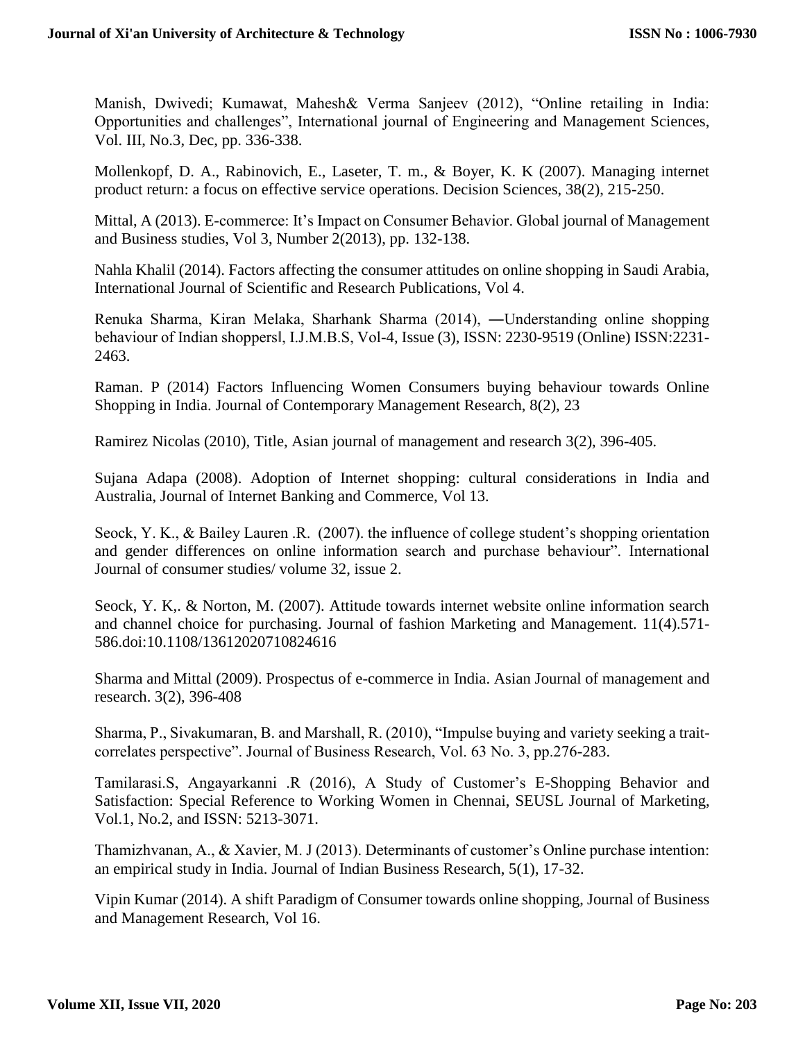Manish, Dwivedi; Kumawat, Mahesh& Verma Sanjeev (2012), "Online retailing in India: Opportunities and challenges", International journal of Engineering and Management Sciences, Vol. III, No.3, Dec, pp. 336-338.

Mollenkopf, D. A., Rabinovich, E., Laseter, T. m., & Boyer, K. K (2007). Managing internet product return: a focus on effective service operations. Decision Sciences, 38(2), 215-250.

Mittal, A (2013). E-commerce: It's Impact on Consumer Behavior. Global journal of Management and Business studies, Vol 3, Number 2(2013), pp. 132-138.

Nahla Khalil (2014). Factors affecting the consumer attitudes on online shopping in Saudi Arabia, International Journal of Scientific and Research Publications, Vol 4.

Renuka Sharma, Kiran Melaka, Sharhank Sharma (2014), ―Understanding online shopping behaviour of Indian shoppers‖, I.J.M.B.S, Vol-4, Issue (3), ISSN: 2230-9519 (Online) ISSN:2231-2463.

Raman. P (2014) Factors Influencing Women Consumers buying behaviour towards Online Shopping in India. Journal of Contemporary Management Research, 8(2), 23

Ramirez Nicolas (2010), Title, Asian journal of management and research 3(2), 396-405.

Sujana Adapa (2008). Adoption of Internet shopping: cultural considerations in India and Australia, Journal of Internet Banking and Commerce, Vol 13.

Seock, Y. K., & Bailey Lauren .R. (2007). the influence of college student's shopping orientation and gender differences on online information search and purchase behaviour". International Journal of consumer studies/ volume 32, issue 2.

Seock, Y. K,. & Norton, M. (2007). Attitude towards internet website online information search and channel choice for purchasing. Journal of fashion Marketing and Management. 11(4).571-586.doi:10.1108/13612020710824616

Sharma and Mittal (2009). Prospectus of e-commerce in India. Asian Journal of management and research. 3(2), 396-408

Sharma, P., Sivakumaran, B. and Marshall, R. (2010), "Impulse buying and variety seeking a trait-correlates perspective". Journal of Business Research, Vol. 63 No. 3, pp.276-283.

Tamilarasi.S, Angayarkanni .R (2016), A Study of Customer's E-Shopping Behavior and Satisfaction: Special Reference to Working Women in Chennai, SEUSL Journal of Marketing, Vol.1, No.2, and ISSN: 5213-3071.

Thamizhvanan, A., & Xavier, M. J (2013). Determinants of customer's Online purchase intention: an empirical study in India. Journal of Indian Business Research, 5(1), 17-32.

Vipin Kumar (2014). A shift Paradigm of Consumer towards online shopping, Journal of Business and Management Research, Vol 16.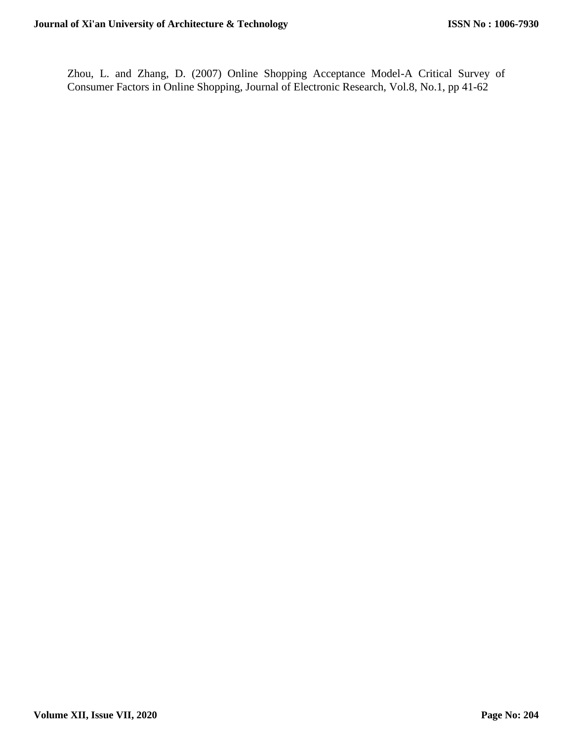Zhou, L. and Zhang, D. (2007) Online Shopping Acceptance Model-A Critical Survey of Consumer Factors in Online Shopping, Journal of Electronic Research, Vol.8, No.1, pp 41-62